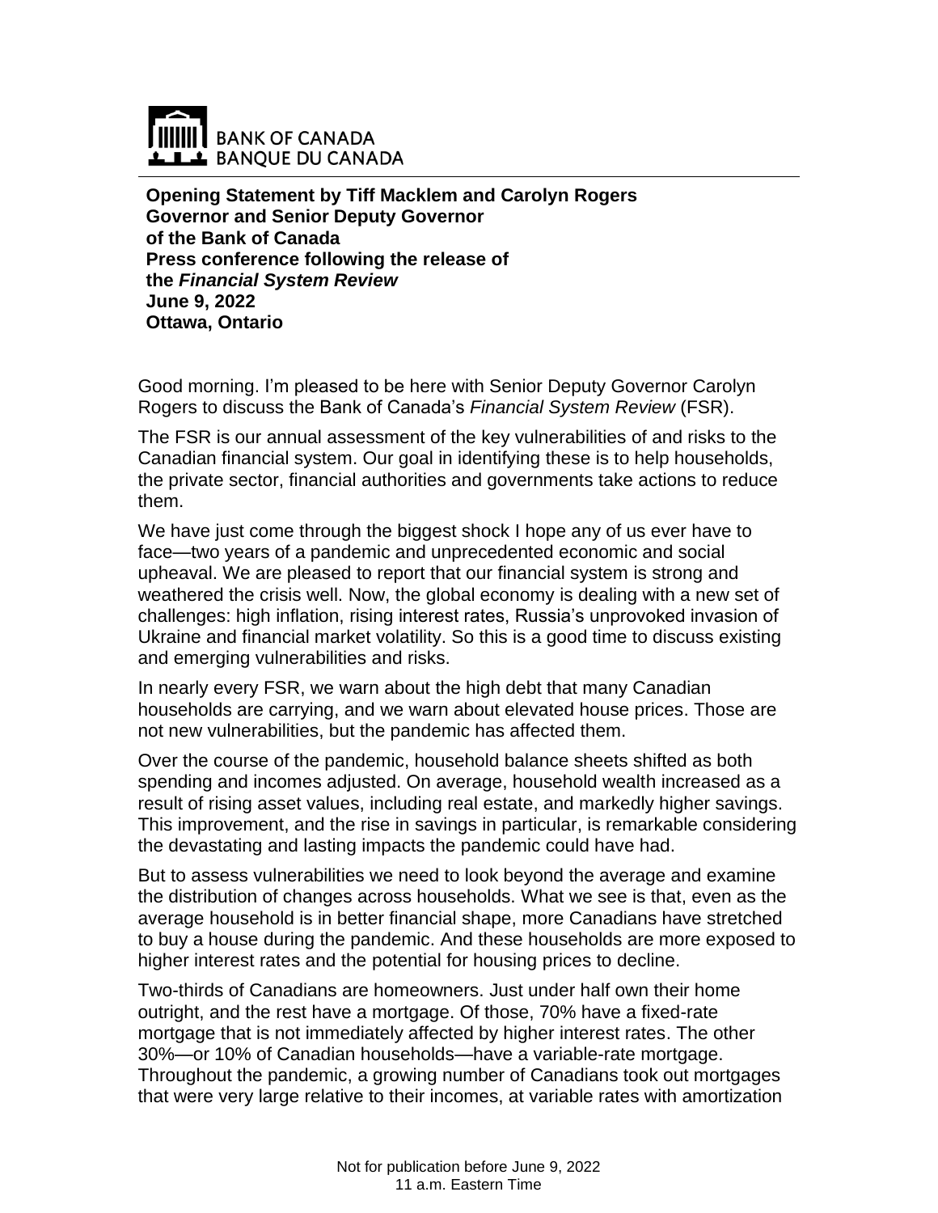BANK OF CANADA
BANQUE DU CANADA

**Opening Statement by Tiff Macklem and Carolyn Rogers**
**Governor and Senior Deputy Governor**
**of the Bank of Canada**
**Press conference following the release of**
**the *Financial System Review***
**June 9, 2022**
**Ottawa, Ontario**

Good morning. I'm pleased to be here with Senior Deputy Governor Carolyn Rogers to discuss the Bank of Canada's *Financial System Review* (FSR).

The FSR is our annual assessment of the key vulnerabilities of and risks to the Canadian financial system. Our goal in identifying these is to help households, the private sector, financial authorities and governments take actions to reduce them.

We have just come through the biggest shock I hope any of us ever have to face—two years of a pandemic and unprecedented economic and social upheaval. We are pleased to report that our financial system is strong and weathered the crisis well. Now, the global economy is dealing with a new set of challenges: high inflation, rising interest rates, Russia's unprovoked invasion of Ukraine and financial market volatility. So this is a good time to discuss existing and emerging vulnerabilities and risks.

In nearly every FSR, we warn about the high debt that many Canadian households are carrying, and we warn about elevated house prices. Those are not new vulnerabilities, but the pandemic has affected them.

Over the course of the pandemic, household balance sheets shifted as both spending and incomes adjusted. On average, household wealth increased as a result of rising asset values, including real estate, and markedly higher savings. This improvement, and the rise in savings in particular, is remarkable considering the devastating and lasting impacts the pandemic could have had.

But to assess vulnerabilities we need to look beyond the average and examine the distribution of changes across households. What we see is that, even as the average household is in better financial shape, more Canadians have stretched to buy a house during the pandemic. And these households are more exposed to higher interest rates and the potential for housing prices to decline.

Two-thirds of Canadians are homeowners. Just under half own their home outright, and the rest have a mortgage. Of those, 70% have a fixed-rate mortgage that is not immediately affected by higher interest rates. The other 30%—or 10% of Canadian households—have a variable-rate mortgage. Throughout the pandemic, a growing number of Canadians took out mortgages that were very large relative to their incomes, at variable rates with amortization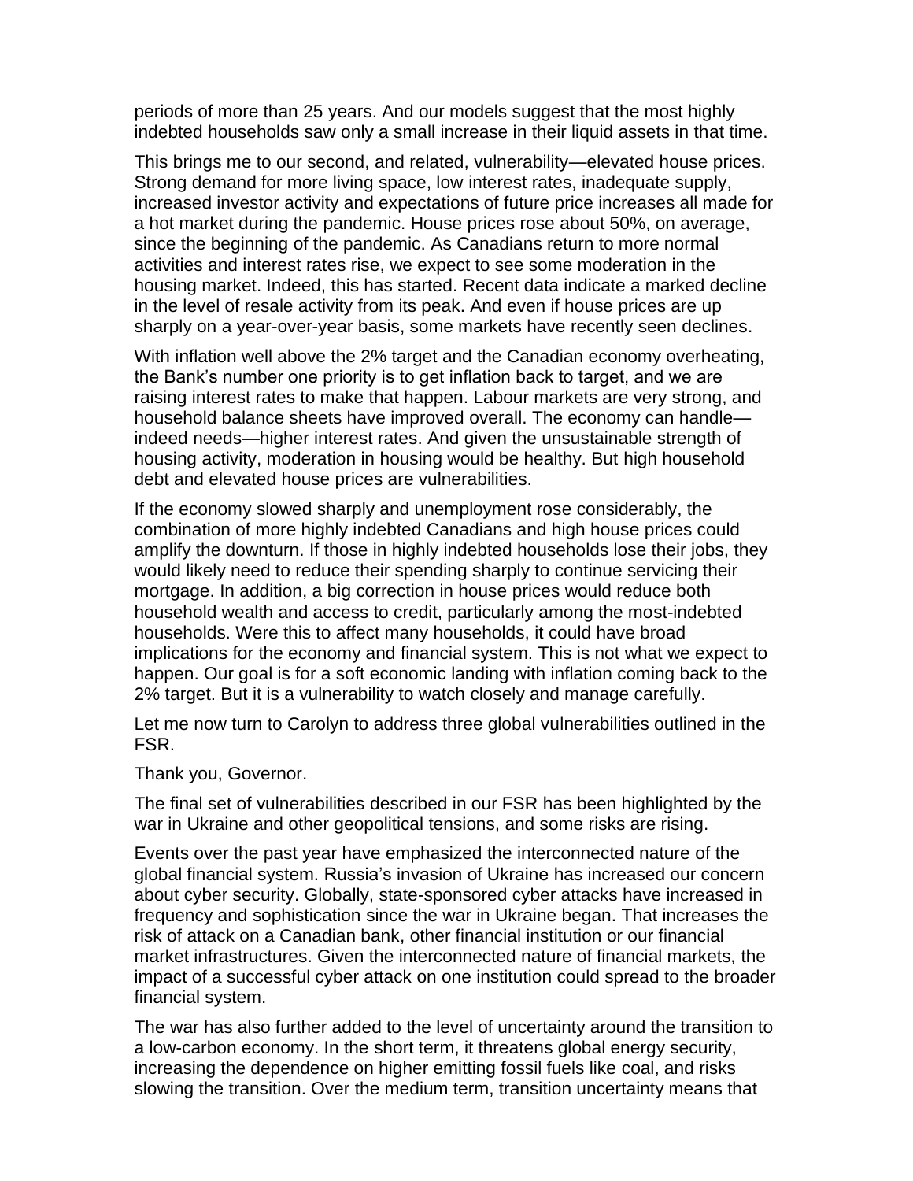periods of more than 25 years. And our models suggest that the most highly indebted households saw only a small increase in their liquid assets in that time.

This brings me to our second, and related, vulnerability—elevated house prices. Strong demand for more living space, low interest rates, inadequate supply, increased investor activity and expectations of future price increases all made for a hot market during the pandemic. House prices rose about 50%, on average, since the beginning of the pandemic. As Canadians return to more normal activities and interest rates rise, we expect to see some moderation in the housing market. Indeed, this has started. Recent data indicate a marked decline in the level of resale activity from its peak. And even if house prices are up sharply on a year-over-year basis, some markets have recently seen declines.

With inflation well above the 2% target and the Canadian economy overheating, the Bank's number one priority is to get inflation back to target, and we are raising interest rates to make that happen. Labour markets are very strong, and household balance sheets have improved overall. The economy can handle—indeed needs—higher interest rates. And given the unsustainable strength of housing activity, moderation in housing would be healthy. But high household debt and elevated house prices are vulnerabilities.

If the economy slowed sharply and unemployment rose considerably, the combination of more highly indebted Canadians and high house prices could amplify the downturn. If those in highly indebted households lose their jobs, they would likely need to reduce their spending sharply to continue servicing their mortgage. In addition, a big correction in house prices would reduce both household wealth and access to credit, particularly among the most-indebted households. Were this to affect many households, it could have broad implications for the economy and financial system. This is not what we expect to happen. Our goal is for a soft economic landing with inflation coming back to the 2% target. But it is a vulnerability to watch closely and manage carefully.

Let me now turn to Carolyn to address three global vulnerabilities outlined in the FSR.

Thank you, Governor.

The final set of vulnerabilities described in our FSR has been highlighted by the war in Ukraine and other geopolitical tensions, and some risks are rising.

Events over the past year have emphasized the interconnected nature of the global financial system. Russia's invasion of Ukraine has increased our concern about cyber security. Globally, state-sponsored cyber attacks have increased in frequency and sophistication since the war in Ukraine began. That increases the risk of attack on a Canadian bank, other financial institution or our financial market infrastructures. Given the interconnected nature of financial markets, the impact of a successful cyber attack on one institution could spread to the broader financial system.

The war has also further added to the level of uncertainty around the transition to a low-carbon economy. In the short term, it threatens global energy security, increasing the dependence on higher emitting fossil fuels like coal, and risks slowing the transition. Over the medium term, transition uncertainty means that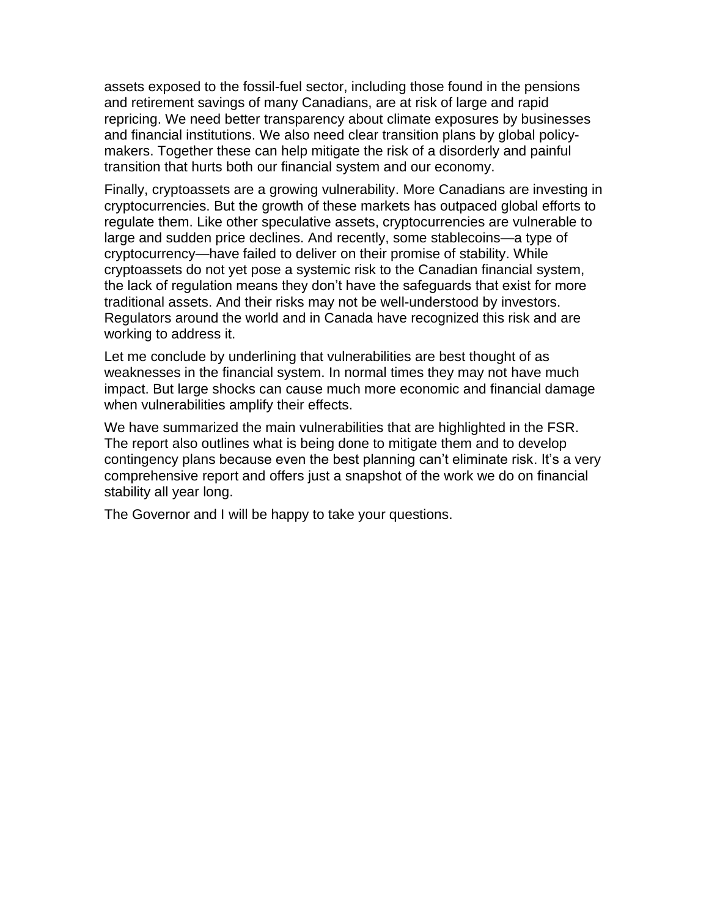assets exposed to the fossil-fuel sector, including those found in the pensions and retirement savings of many Canadians, are at risk of large and rapid repricing. We need better transparency about climate exposures by businesses and financial institutions. We also need clear transition plans by global policy-makers. Together these can help mitigate the risk of a disorderly and painful transition that hurts both our financial system and our economy.

Finally, cryptoassets are a growing vulnerability. More Canadians are investing in cryptocurrencies. But the growth of these markets has outpaced global efforts to regulate them. Like other speculative assets, cryptocurrencies are vulnerable to large and sudden price declines. And recently, some stablecoins—a type of cryptocurrency—have failed to deliver on their promise of stability. While cryptoassets do not yet pose a systemic risk to the Canadian financial system, the lack of regulation means they don't have the safeguards that exist for more traditional assets. And their risks may not be well-understood by investors. Regulators around the world and in Canada have recognized this risk and are working to address it.

Let me conclude by underlining that vulnerabilities are best thought of as weaknesses in the financial system. In normal times they may not have much impact. But large shocks can cause much more economic and financial damage when vulnerabilities amplify their effects.

We have summarized the main vulnerabilities that are highlighted in the FSR. The report also outlines what is being done to mitigate them and to develop contingency plans because even the best planning can't eliminate risk. It's a very comprehensive report and offers just a snapshot of the work we do on financial stability all year long.

The Governor and I will be happy to take your questions.